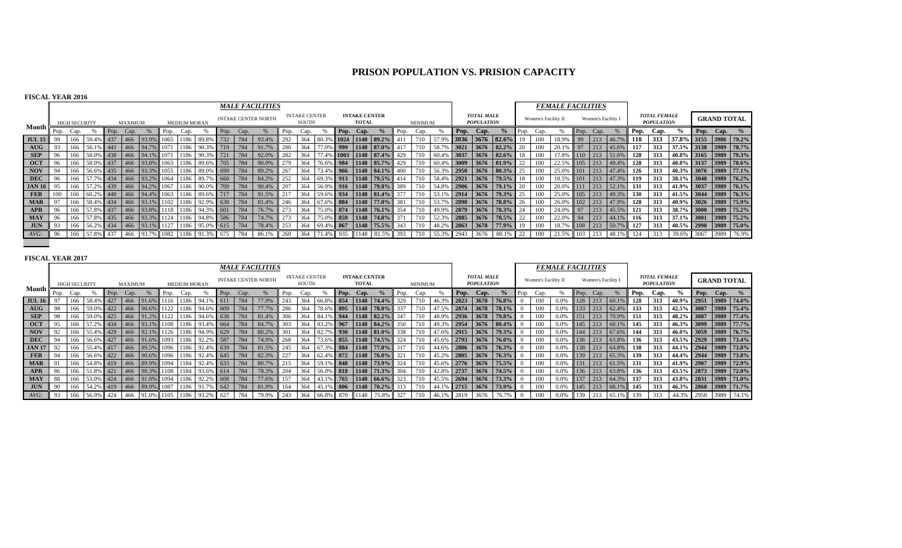# PRISON POPULATION VS. PRISION CAPACITY

**FISCAL YEAR 2016**

| Month | MALE FACILITIES | | | | | | | | | | | | | | | | | | | | | | | | FEMALE FACILITIES | | | | | | | | | | | |
|---|---|---|---|---|---|---|---|---|---|---|---|---|---|---|---|---|---|---|---|---|---|---|---|---|---|---|---|---|---|---|---|---|---|---|---|---|
| | HIGH SECURITY | | | MAXIMUM | | | MEDIUM MORAN | | | INTAKE CENTER NORTH | | | INTAKE CENTER SOUTH | | | INTAKE CENTER TOTAL | | | MINIMUM | | | TOTAL MALE POPULATION | | | Women's Facility II | | | Women's Facility I | | | TOTAL FEMALE POPULATION | | | GRAND TOTAL | | |
| | Pop. | Cap. | % | Pop. | Cap. | % | Pop. | Cap. | % | Pop. | Cap. | % | Pop. | Cap. | % | Pop. | Cap. | % | Pop. | Cap. | % | Pop. | Cap. | % | Pop. | Cap. | % | Pop. | Cap. | % | Pop. | Cap. | % | Pop. | Cap. | % |
| JUL 15 | 99 | 166 | 59.4% | 437 | 466 | 93.9% | 1065 | 1186 | 89.8% | 732 | 784 | 93.4% | 292 | 364 | 80.3% | 1024 | 1148 | 89.2% | 411 | 710 | 57.9% | 3036 | 3676 | 82.6% | 19 | 100 | 18.9% | 99 | 213 | 46.7% | 118 | 313 | 37.8% | 3155 | 3986 | 79.2% |
| AUG | 93 | 166 | 56.1% | 441 | 466 | 94.7% | 1071 | 1186 | 90.3% | 719 | 784 | 91.7% | 280 | 364 | 77.0% | 999 | 1148 | 87.0% | 417 | 710 | 58.7% | 3021 | 3676 | 82.2% | 20 | 100 | 20.1% | 97 | 213 | 45.6% | 117 | 313 | 37.5% | 3138 | 3989 | 78.7% |
| SEP | 96 | 166 | 58.0% | 438 | 466 | 94.1% | 1071 | 1186 | 90.3% | 721 | 784 | 92.0% | 282 | 364 | 77.4% | 1003 | 1148 | 87.4% | 429 | 710 | 60.4% | 3037 | 3676 | 82.6% | 18 | 100 | 17.8% | 110 | 213 | 51.6% | 128 | 313 | 40.8% | 3165 | 3989 | 79.3% |
| OCT | 96 | 166 | 58.0% | 437 | 466 | 93.8% | 1063 | 1186 | 89.6% | 705 | 784 | 90.0% | 279 | 364 | 76.6% | 984 | 1148 | 85.7% | 429 | 710 | 60.4% | 3009 | 3676 | 81.9% | 22 | 100 | 22.5% | 105 | 213 | 49.4% | 128 | 313 | 40.8% | 3137 | 3989 | 78.6% |
| NOV | 94 | 166 | 56.6% | 435 | 466 | 93.3% | 1055 | 1186 | 89.0% | 699 | 784 | 89.2% | 267 | 364 | 73.4% | 966 | 1148 | 84.1% | 400 | 710 | 56.3% | 2950 | 3676 | 80.3% | 25 | 100 | 25.0% | 101 | 213 | 47.4% | 126 | 313 | 40.3% | 3076 | 3989 | 77.1% |
| DEC | 96 | 166 | 57.7% | 434 | 466 | 93.2% | 1064 | 1186 | 89.7% | 660 | 784 | 84.2% | 252 | 364 | 69.3% | 913 | 1148 | 79.5% | 414 | 710 | 58.4% | 2921 | 3676 | 79.5% | 18 | 100 | 18.5% | 101 | 213 | 47.3% | 119 | 313 | 38.1% | 3040 | 3989 | 76.2% |
| JAN 16 | 95 | 166 | 57.2% | 439 | 466 | 94.2% | 1067 | 1186 | 90.0% | 709 | 784 | 90.4% | 207 | 364 | 56.9% | 916 | 1148 | 79.8% | 389 | 710 | 54.8% | 2906 | 3676 | 79.1% | 20 | 100 | 20.0% | 111 | 213 | 52.1% | 131 | 313 | 41.9% | 3037 | 3989 | 76.1% |
| FEB | 100 | 166 | 60.2% | 440 | 466 | 94.4% | 1063 | 1186 | 89.6% | 717 | 784 | 91.5% | 217 | 364 | 59.6% | 934 | 1148 | 81.4% | 377 | 710 | 53.1% | 2914 | 3676 | 79.3% | 25 | 100 | 25.0% | 105 | 213 | 49.3% | 130 | 313 | 41.5% | 3044 | 3989 | 76.3% |
| MAR | 97 | 166 | 58.4% | 434 | 466 | 93.1% | 1102 | 1186 | 92.9% | 638 | 784 | 81.4% | 246 | 364 | 67.6% | 884 | 1148 | 77.0% | 381 | 710 | 53.7% | 2898 | 3676 | 78.8% | 26 | 100 | 26.0% | 102 | 213 | 47.9% | 128 | 313 | 40.9% | 3026 | 3989 | 75.9% |
| APR | 96 | 166 | 57.8% | 437 | 466 | 93.8% | 1118 | 1186 | 94.3% | 601 | 784 | 76.7% | 273 | 364 | 75.0% | 874 | 1148 | 76.1% | 354 | 710 | 49.9% | 2879 | 3676 | 78.3% | 24 | 100 | 24.0% | 97 | 213 | 45.5% | 121 | 313 | 38.7% | 3000 | 3989 | 75.2% |
| MAY | 96 | 166 | 57.8% | 435 | 466 | 93.3% | 1124 | 1186 | 94.8% | 586 | 784 | 74.7% | 273 | 364 | 75.0% | 859 | 1148 | 74.8% | 371 | 710 | 52.3% | 2885 | 3676 | 78.5% | 22 | 100 | 22.0% | 94 | 213 | 44.1% | 116 | 313 | 37.1% | 3001 | 3989 | 75.2% |
| JUN | 93 | 166 | 56.2% | 434 | 466 | 93.1% | 1127 | 1186 | 95.0% | 615 | 784 | 78.4% | 253 | 364 | 69.4% | 867 | 1148 | 75.5% | 343 | 710 | 48.2% | 2863 | 3678 | 77.9% | 19 | 100 | 18.7% | 108 | 213 | 50.7% | 127 | 313 | 40.5% | 2990 | 3989 | 75.0% |
| AVG: | 96 | 166 | 57.8% | 437 | 466 | 93.7% | 1082 | 1186 | 91.3% | 675 | 784 | 86.1% | 260 | 364 | 71.4% | 935 | 1148 | 81.5% | 393 | 710 | 55.3% | 2943 | 3676 | 80.1% | 22 | 100 | 21.5% | 103 | 213 | 48.1% | 124 | 313 | 39.6% | 3067 | 3989 | 76.9% |

**FISCAL YEAR 2017**

| Month | MALE FACILITIES | | | | | | | | | | | | | | | | | | | | | | | | FEMALE FACILITIES | | | | | | | | | | | |
|---|---|---|---|---|---|---|---|---|---|---|---|---|---|---|---|---|---|---|---|---|---|---|---|---|---|---|---|---|---|---|---|---|---|---|---|---|
| | HIGH SECURITY | | | MAXIMUM | | | MEDIUM MORAN | | | INTAKE CENTER NORTH | | | INTAKE CENTER SOUTH | | | INTAKE CENTER TOTAL | | | MINIMUM | | | TOTAL MALE POPULATION | | | Women's Facility II | | | Women's Facility I | | | TOTAL FEMALE POPULATION | | | GRAND TOTAL | | |
| | Pop. | Cap. | % | Pop. | Cap. | % | Pop. | Cap. | % | Pop. | Cap. | % | Pop. | Cap. | % | Pop. | Cap. | % | Pop. | Cap. | % | Pop. | Cap. | % | Pop. | Cap. | % | Pop. | Cap. | % | Pop. | Cap. | % | Pop. | Cap. | % |
| JUL 16 | 97 | 166 | 58.4% | 427 | 466 | 91.6% | 1116 | 1186 | 94.1% | 611 | 784 | 77.9% | 243 | 364 | 66.8% | 854 | 1148 | 74.4% | 329 | 710 | 46.3% | 2823 | 3678 | 76.8% | 0 | 100 | 0.0% | 128 | 213 | 60.1% | 128 | 313 | 40.9% | 2951 | 3989 | 74.0% |
| AUG | 98 | 166 | 59.0% | 422 | 466 | 90.6% | 1122 | 1186 | 94.6% | 609 | 784 | 77.7% | 286 | 364 | 78.6% | 895 | 1148 | 78.0% | 337 | 710 | 47.5% | 2874 | 3678 | 78.1% | 0 | 100 | 0.0% | 133 | 213 | 62.4% | 133 | 313 | 42.5% | 3007 | 3989 | 75.4% |
| SEP | 98 | 166 | 59.0% | 425 | 466 | 91.2% | 1122 | 1186 | 94.6% | 638 | 784 | 81.4% | 306 | 364 | 84.1% | 944 | 1148 | 82.2% | 347 | 710 | 48.9% | 2936 | 3678 | 79.8% | 0 | 100 | 0.0% | 151 | 213 | 70.9% | 151 | 313 | 48.2% | 3087 | 3989 | 77.4% |
| OCT | 95 | 166 | 57.2% | 434 | 466 | 93.1% | 1108 | 1186 | 93.4% | 664 | 784 | 84.7% | 303 | 364 | 83.2% | 967 | 1148 | 84.2% | 350 | 710 | 49.3% | 2954 | 3676 | 80.4% | 0 | 100 | 0.0% | 145 | 213 | 68.1% | 145 | 313 | 46.3% | 3099 | 3989 | 77.7% |
| NOV | 92 | 166 | 55.4% | 429 | 466 | 92.1% | 1126 | 1186 | 94.9% | 629 | 784 | 80.2% | 301 | 364 | 82.7% | 930 | 1148 | 81.0% | 338 | 710 | 47.6% | 2915 | 3676 | 79.3% | 0 | 100 | 0.0% | 144 | 213 | 67.6% | 144 | 313 | 46.0% | 3059 | 3989 | 76.7% |
| DEC | 94 | 166 | 56.6% | 427 | 466 | 91.6% | 1093 | 1186 | 92.2% | 587 | 784 | 74.9% | 268 | 364 | 73.6% | 855 | 1148 | 74.5% | 324 | 710 | 45.6% | 2793 | 3676 | 76.0% | 0 | 100 | 0.0% | 136 | 213 | 63.8% | 136 | 313 | 43.5% | 2929 | 3989 | 73.4% |
| JAN 17 | 92 | 166 | 55.4% | 417 | 466 | 89.5% | 1096 | 1186 | 92.4% | 639 | 784 | 81.5% | 245 | 364 | 67.3% | 884 | 1148 | 77.0% | 317 | 710 | 44.6% | 2806 | 3676 | 76.3% | 0 | 100 | 0.0% | 138 | 213 | 64.8% | 138 | 313 | 44.1% | 2944 | 3989 | 73.8% |
| FEB | 94 | 166 | 56.6% | 422 | 466 | 90.6% | 1096 | 1186 | 92.4% | 645 | 784 | 82.3% | 227 | 364 | 62.4% | 872 | 1148 | 76.0% | 321 | 710 | 45.2% | 2805 | 3676 | 76.3% | 0 | 100 | 0.0% | 139 | 213 | 65.3% | 139 | 313 | 44.4% | 2944 | 3989 | 73.8% |
| MAR | 91 | 166 | 54.8% | 419 | 466 | 89.9% | 1094 | 1184 | 92.4% | 633 | 784 | 80.7% | 215 | 364 | 59.1% | 848 | 1148 | 73.9% | 324 | 710 | 45.6% | 2776 | 3676 | 75.5% | 0 | 100 | 0.0% | 131 | 213 | 61.5% | 131 | 313 | 41.9% | 2907 | 3989 | 72.9% |
| APR | 86 | 166 | 51.8% | 421 | 466 | 90.3% | 1108 | 1184 | 93.6% | 614 | 784 | 78.3% | 204 | 364 | 56.0% | 818 | 1148 | 71.3% | 304 | 710 | 42.8% | 2737 | 3676 | 74.5% | 0 | 100 | 0.0% | 136 | 213 | 63.8% | 136 | 313 | 43.5% | 2873 | 3989 | 72.0% |
| MAY | 88 | 166 | 53.0% | 424 | 466 | 91.0% | 1094 | 1186 | 92.2% | 608 | 784 | 77.6% | 157 | 364 | 43.1% | 765 | 1148 | 66.6% | 323 | 710 | 45.5% | 2694 | 3676 | 73.3% | 0 | 100 | 0.0% | 137 | 213 | 64.3% | 137 | 313 | 43.8% | 2831 | 3989 | 71.0% |
| JUN | 90 | 166 | 54.2% | 419 | 466 | 89.9% | 1087 | 1186 | 91.7% | 642 | 784 | 81.9% | 164 | 364 | 45.1% | 806 | 1148 | 70.2% | 313 | 710 | 44.1% | 2715 | 3676 | 73.9% | 0 | 100 | 0.0% | 145 | 213 | 68.1% | 145 | 313 | 46.3% | 2860 | 3989 | 71.7% |
| AVG: | 93 | 166 | 56.0% | 424 | 466 | 91.0% | 1105 | 1186 | 93.2% | 627 | 784 | 79.9% | 243 | 364 | 66.8% | 870 | 1148 | 75.8% | 327 | 710 | 46.1% | 2819 | 3676 | 76.7% | 0 | 100 | 0.0% | 139 | 213 | 65.1% | 139 | 313 | 44.3% | 2958 | 3989 | 74.1% |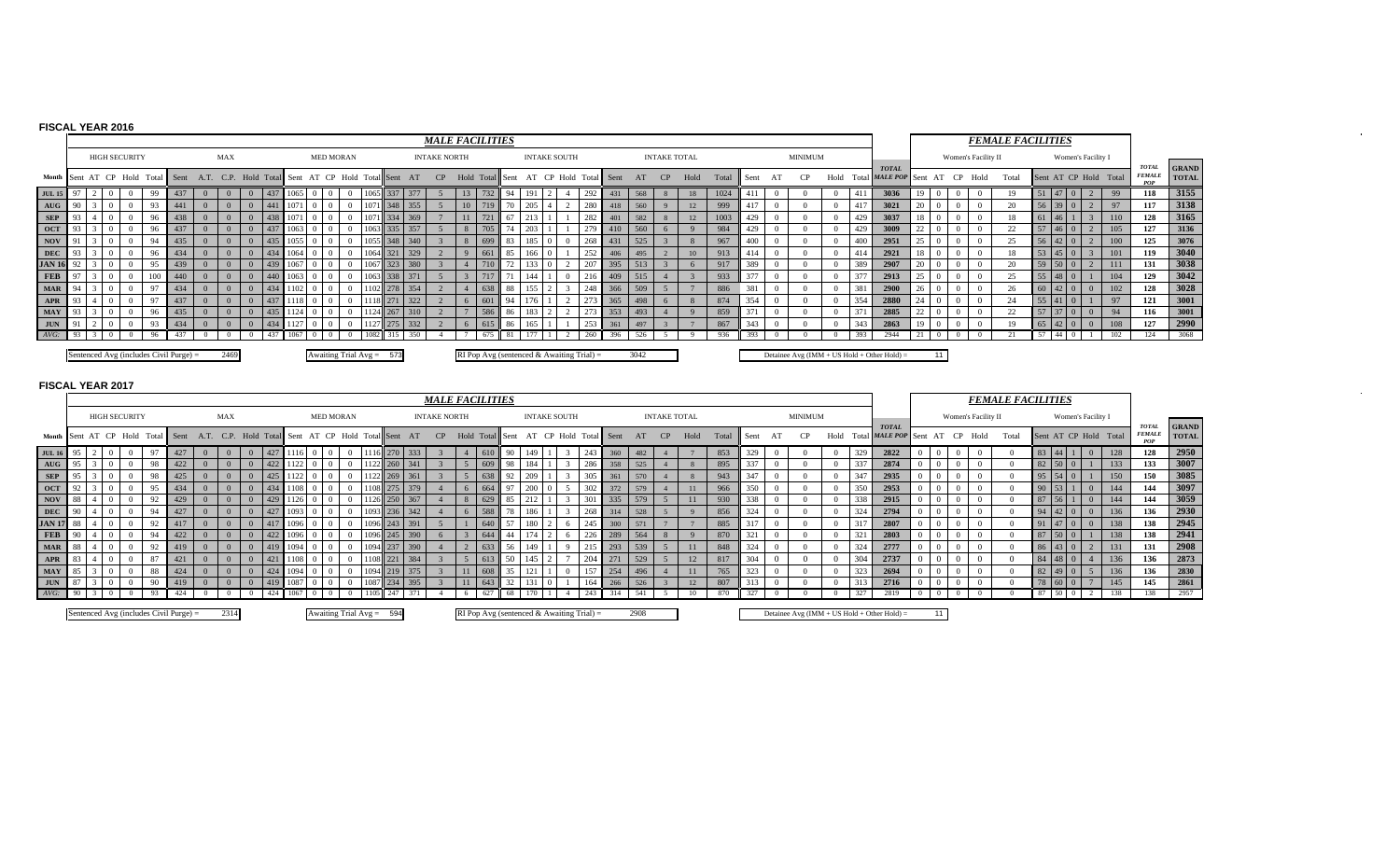## FISCAL YEAR 2016

| | *MALE FACILITIES* | | | | | | | | | | | | | | | | | | | | | | | | | | | | | | | | | | | | *FEMALE FACILITIES* | | | | | | | | | | | |
|---|---|---|---|---|---|---|---|---|---|---|---|---|---|---|---|---|---|---|---|---|---|---|---|---|---|---|---|---|---|---|---|---|---|---|---|---|---|---|---|---|---|---|---|---|---|---|---|---|
| | HIGH SECURITY | | | | | MAX | | | | | MED MORAN | | | | | INTAKE NORTH | | | | | INTAKE SOUTH | | | | | INTAKE TOTAL | | | | | MINIMUM | | | | | | Women's Facility II | | | | | Women's Facility I | | | | | | |
| Month | Sent | AT | CP | Hold | Total | Sent | A.T. | C.P. | Hold | Total | Sent | AT | CP | Hold | Total | Sent | AT | CP | Hold | Total | Sent | AT | CP | Hold | Total | Sent | AT | CP | Hold | Total | Sent | AT | CP | Hold | Total | TOTAL MALE POP | Sent | AT | CP | Hold | Total | Sent | AT | CP | Hold | Total | TOTAL FEMALE POP | GRAND TOTAL |
| JUL 15 | 97 | 2 | 0 | 0 | 99 | 437 | 0 | 0 | 0 | 437 | 1065 | 0 | 0 | 0 | 1065 | 337 | 377 | | 13 | 732 | 94 | 191 | 2 | 4 | 292 | 431 | 568 | 8 | 18 | 1024 | 411 | 0 | 0 | 0 | 411 | 3036 | 19 | 0 | 0 | 0 | 19 | 51 | 47 | 0 | 2 | 99 | 118 | 3155 |
| AUG | 90 | 3 | 0 | 0 | 93 | 441 | 0 | 0 | 0 | 441 | 1071 | 0 | 0 | 0 | 1071 | 348 | 355 | | 10 | 719 | 70 | 205 | 4 | 2 | 280 | 418 | 560 | 9 | 12 | 999 | 417 | 0 | 0 | 0 | 417 | 3021 | 20 | 0 | 0 | 0 | 20 | 56 | 39 | 0 | 2 | 97 | 117 | 3138 |
| SEP | 93 | 4 | 0 | 0 | 96 | 438 | 0 | 0 | 0 | 438 | 1071 | 0 | 0 | 0 | 1071 | 334 | 369 | 7 | 11 | 721 | 67 | 213 | 1 | 1 | 282 | 401 | 582 | 8 | 12 | 1003 | 429 | 0 | 0 | 0 | 429 | 3037 | 18 | 0 | 0 | 0 | 18 | 61 | 46 | 1 | 3 | 110 | 128 | 3165 |
| OCT | 93 | 3 | 0 | 0 | 96 | 437 | 0 | 0 | 0 | 437 | 1063 | 0 | 0 | 0 | 1063 | 335 | 357 | 5 | 8 | 705 | 74 | 203 | 1 | 1 | 279 | 410 | 560 | 6 | 9 | 984 | 429 | 0 | 0 | 0 | 429 | 3009 | 22 | 0 | 0 | 0 | 22 | 57 | 46 | 0 | 2 | 105 | 127 | 3136 |
| NOV | 91 | 3 | 0 | 0 | 94 | 435 | 0 | 0 | 0 | 435 | 1055 | 0 | 0 | 0 | 1055 | 348 | 340 | 3 | 8 | 699 | 83 | 185 | 0 | 0 | 268 | 431 | 525 | 3 | 8 | 967 | 400 | 0 | 0 | 0 | 400 | 2951 | 25 | 0 | 0 | 0 | 25 | 56 | 42 | 0 | 2 | 100 | 125 | 3076 |
| DEC | 93 | 3 | 0 | 0 | 96 | 434 | 0 | 0 | 0 | 434 | 1064 | 0 | 0 | 0 | 1064 | 321 | 329 | 2 | 9 | 661 | 85 | 166 | 0 | 1 | 252 | 406 | 495 | 2 | 10 | 913 | 414 | 0 | 0 | 0 | 414 | 2921 | 18 | 0 | 0 | 0 | 18 | 53 | 45 | 0 | 3 | 101 | 119 | 3040 |
| JAN 16 | 92 | 3 | 0 | 0 | 95 | 439 | 0 | 0 | 0 | 439 | 1067 | 0 | 0 | 0 | 1067 | 323 | 380 | 3 | 4 | 710 | 72 | 133 | 0 | 2 | 207 | 395 | 513 | 3 | 6 | 917 | 389 | 0 | 0 | 0 | 389 | 2907 | 20 | 0 | 0 | 0 | 20 | 59 | 50 | 0 | 2 | 111 | 131 | 3038 |
| FEB | 97 | 3 | 0 | 0 | 100 | 440 | 0 | 0 | 0 | 440 | 1063 | 0 | 0 | 0 | 1063 | 338 | 371 | 5 | 3 | 717 | 71 | 144 | 1 | 0 | 216 | 409 | 515 | 4 | 3 | 933 | 377 | 0 | 0 | 0 | 377 | 2913 | 25 | 0 | 0 | 0 | 25 | 55 | 48 | 0 | 1 | 104 | 129 | 3042 |
| MAR | 94 | 3 | 0 | 0 | 97 | 434 | 0 | 0 | 0 | 434 | 1102 | 0 | 0 | 0 | 1102 | 278 | 354 | 2 | 4 | 638 | 88 | 155 | 2 | 3 | 248 | 366 | 509 | 5 | 7 | 886 | 381 | 0 | 0 | 0 | 381 | 2900 | 26 | 0 | 0 | 0 | 26 | 60 | 42 | 0 | 0 | 102 | 128 | 3028 |
| APR | 93 | 4 | 0 | 0 | 97 | 437 | 0 | 0 | 0 | 437 | 1118 | 0 | 0 | 0 | 1118 | 271 | 322 | 2 | 6 | 601 | 94 | 176 | 1 | 2 | 273 | 365 | 498 | 6 | 8 | 874 | 354 | 0 | 0 | 0 | 354 | 2880 | 24 | 0 | 0 | 0 | 24 | 55 | 41 | 0 | 1 | 97 | 121 | 3001 |
| MAY | 93 | 3 | 0 | 0 | 96 | 435 | 0 | 0 | 0 | 435 | 1124 | 0 | 0 | 0 | 1124 | 267 | 310 | 2 | 7 | 586 | 86 | 183 | 2 | 2 | 273 | 353 | 493 | 4 | 9 | 859 | 371 | 0 | 0 | 0 | 371 | 2885 | 22 | 0 | 0 | 0 | 22 | 57 | 37 | 0 | 0 | 94 | 116 | 3001 |
| JUN | 91 | 2 | 0 | 0 | 93 | 434 | 0 | 0 | 0 | 434 | 1127 | 0 | 0 | 0 | 1127 | 275 | 332 | 2 | 6 | 615 | 86 | 165 | 1 | 1 | 253 | 361 | 497 | 3 | 7 | 867 | 343 | 0 | 0 | 0 | 343 | 2863 | 19 | 0 | 0 | 0 | 19 | 65 | 42 | 0 | 0 | 108 | 127 | 2990 |
| AVG: | 93 | 3 | 0 | 0 | 96 | 437 | 0 | 0 | 0 | 437 | 1067 | 0 | 0 | 0 | 1082 | 315 | 350 | 4 | 7 | 675 | 81 | 177 | 1 | 2 | 260 | 396 | 526 | 5 | 9 | 936 | 393 | 0 | 0 | 0 | 393 | 2944 | 21 | 0 | 0 | 0 | 21 | 57 | 44 | 0 | 1 | 102 | 124 | 3068 |

Sentenced Avg (includes Civil Purge) = 2469

Awaiting Trial Avg = 573

RI Pop Avg (sentenced & Awaiting Trial) = 3042

Detainee Avg (IMM + US Hold + Other Hold) = 11

## FISCAL YEAR 2017

| | *MALE FACILITIES* | | | | | | | | | | | | | | | | | | | | | | | | | | | | | | | | | | | | *FEMALE FACILITIES* | | | | | | | | | | | |
|---|---|---|---|---|---|---|---|---|---|---|---|---|---|---|---|---|---|---|---|---|---|---|---|---|---|---|---|---|---|---|---|---|---|---|---|---|---|---|---|---|---|---|---|---|---|---|---|---|
| | HIGH SECURITY | | | | | MAX | | | | | MED MORAN | | | | | INTAKE NORTH | | | | | INTAKE SOUTH | | | | | INTAKE TOTAL | | | | | MINIMUM | | | | | | Women's Facility II | | | | | Women's Facility I | | | | | | |
| Month | Sent | AT | CP | Hold | Total | Sent | A.T. | C.P. | Hold | Total | Sent | AT | CP | Hold | Total | Sent | AT | CP | Hold | Total | Sent | AT | CP | Hold | Total | Sent | AT | CP | Hold | Total | Sent | AT | CP | Hold | Total | TOTAL MALE POP | Sent | AT | CP | Hold | Total | Sent | AT | CP | Hold | Total | TOTAL FEMALE POP | GRAND TOTAL |
| JUL 16 | 95 | 2 | 0 | 0 | 97 | 427 | 0 | 0 | 0 | 427 | 1116 | 0 | 0 | 0 | 1116 | 270 | 333 | 3 | 4 | 610 | 90 | 149 | 1 | 3 | 243 | 360 | 482 | 4 | 7 | 853 | 329 | 0 | 0 | 0 | 329 | 2822 | 0 | 0 | 0 | 0 | 0 | 83 | 44 | 1 | 0 | 128 | 128 | 2950 |
| AUG | 95 | 3 | 0 | 0 | 98 | 422 | 0 | 0 | 0 | 422 | 1122 | 0 | 0 | 0 | 1122 | 260 | 341 | 3 | 5 | 609 | 98 | 184 | 1 | 3 | 286 | 358 | 525 | 4 | 8 | 895 | 337 | 0 | 0 | 0 | 337 | 2874 | 0 | 0 | 0 | 0 | 0 | 82 | 50 | 0 | 1 | 133 | 133 | 3007 |
| SEP | 95 | 3 | 0 | 0 | 98 | 425 | 0 | 0 | 0 | 425 | 1122 | 0 | 0 | 0 | 1122 | 269 | 361 | 3 | 5 | 638 | 92 | 209 | 1 | 3 | 305 | 361 | 570 | 4 | 8 | 943 | 347 | 0 | 0 | 0 | 347 | 2935 | 0 | 0 | 0 | 0 | 0 | 95 | 54 | 0 | 1 | 150 | 150 | 3085 |
| OCT | 92 | 3 | 0 | 0 | 95 | 434 | 0 | 0 | 0 | 434 | 1108 | 0 | 0 | 0 | 1108 | 275 | 379 | 4 | 6 | 664 | 97 | 200 | 0 | 5 | 302 | 372 | 579 | 4 | 11 | 966 | 350 | 0 | 0 | 0 | 350 | 2953 | 0 | 0 | 0 | 0 | 0 | 90 | 53 | 1 | 0 | 144 | 144 | 3097 |
| NOV | 88 | 4 | 0 | 0 | 92 | 429 | 0 | 0 | 0 | 429 | 1126 | 0 | 0 | 0 | 1126 | 250 | 367 | 4 | 8 | 629 | 85 | 212 | 1 | 3 | 301 | 335 | 579 | 5 | 11 | 930 | 338 | 0 | 0 | 0 | 338 | 2915 | 0 | 0 | 0 | 0 | 0 | 87 | 56 | 1 | 0 | 144 | 144 | 3059 |
| DEC | 90 | 4 | 0 | 0 | 94 | 427 | 0 | 0 | 0 | 427 | 1093 | 0 | 0 | 0 | 1093 | 236 | 342 | 4 | 6 | 588 | 78 | 186 | 1 | 3 | 268 | 314 | 528 | 5 | 9 | 856 | 324 | 0 | 0 | 0 | 324 | 2794 | 0 | 0 | 0 | 0 | 0 | 94 | 42 | 0 | 0 | 136 | 136 | 2930 |
| JAN 17 | 88 | 4 | 0 | 0 | 92 | 417 | 0 | 0 | 0 | 417 | 1096 | 0 | 0 | 0 | 1096 | 243 | 391 | 5 | 1 | 640 | 57 | 180 | 2 | 6 | 245 | 300 | 571 | 7 | 7 | 885 | 317 | 0 | 0 | 0 | 317 | 2807 | 0 | 0 | 0 | 0 | 0 | 91 | 47 | 0 | 0 | 138 | 138 | 2945 |
| FEB | 90 | 4 | 0 | 0 | 94 | 422 | 0 | 0 | 0 | 422 | 1096 | 0 | 0 | 0 | 1096 | 245 | 390 | 6 | 3 | 644 | 44 | 174 | 2 | 6 | 226 | 289 | 564 | 8 | 9 | 870 | 321 | 0 | 0 | 0 | 321 | 2803 | 0 | 0 | 0 | 0 | 0 | 87 | 50 | 0 | 1 | 138 | 138 | 2941 |
| MAR | 88 | 4 | 0 | 0 | 92 | 419 | 0 | 0 | 0 | 419 | 1094 | 0 | 0 | 0 | 1094 | 237 | 390 | 4 | 2 | 633 | 56 | 149 | 1 | 9 | 215 | 293 | 539 | 5 | 11 | 848 | 324 | 0 | 0 | 0 | 324 | 2777 | 0 | 0 | 0 | 0 | 0 | 86 | 43 | 0 | 2 | 131 | 131 | 2908 |
| APR | 83 | 4 | 0 | 0 | 87 | 421 | 0 | 0 | 0 | 421 | 1108 | 0 | 0 | 0 | 1108 | 221 | 384 | 3 | 5 | 613 | 50 | 145 | 2 | 7 | 204 | 271 | 529 | 5 | 12 | 817 | 304 | 0 | 0 | 0 | 304 | 2737 | 0 | 0 | 0 | 0 | 0 | 84 | 48 | 0 | 4 | 136 | 136 | 2873 |
| MAY | 85 | 3 | 0 | 0 | 88 | 424 | 0 | 0 | 0 | 424 | 1094 | 0 | 0 | 0 | 1094 | 219 | 375 | 3 | 11 | 608 | 35 | 121 | 1 | 0 | 157 | 254 | 496 | 4 | 11 | 765 | 323 | 0 | 0 | 0 | 323 | 2694 | 0 | 0 | 0 | 0 | 0 | 82 | 49 | 0 | 5 | 136 | 136 | 2830 |
| JUN | 87 | 3 | 0 | 0 | 90 | 419 | 0 | 0 | 0 | 419 | 1087 | 0 | 0 | 0 | 1087 | 234 | 395 | 3 | 11 | 643 | 32 | 131 | 0 | 1 | 164 | 266 | 526 | 3 | 12 | 807 | 313 | 0 | 0 | 0 | 313 | 2716 | 0 | 0 | 0 | 0 | 0 | 78 | 60 | 0 | 7 | 145 | 145 | 2861 |
| AVG: | 90 | 3 | 0 | 0 | 93 | 424 | 0 | 0 | 0 | 424 | 1067 | 0 | 0 | 0 | 1105 | 247 | 371 | 4 | 6 | 627 | 68 | 170 | 1 | 4 | 243 | 314 | 541 | 5 | 10 | 870 | 327 | 0 | 0 | 0 | 327 | 2819 | 0 | 0 | 0 | 0 | 0 | 87 | 50 | 0 | 2 | 138 | 138 | 2957 |

Sentenced Avg (includes Civil Purge) = 2314

Awaiting Trial Avg = 594

RI Pop Avg (sentenced & Awaiting Trial) = 2908

Detainee Avg (IMM + US Hold + Other Hold) = 11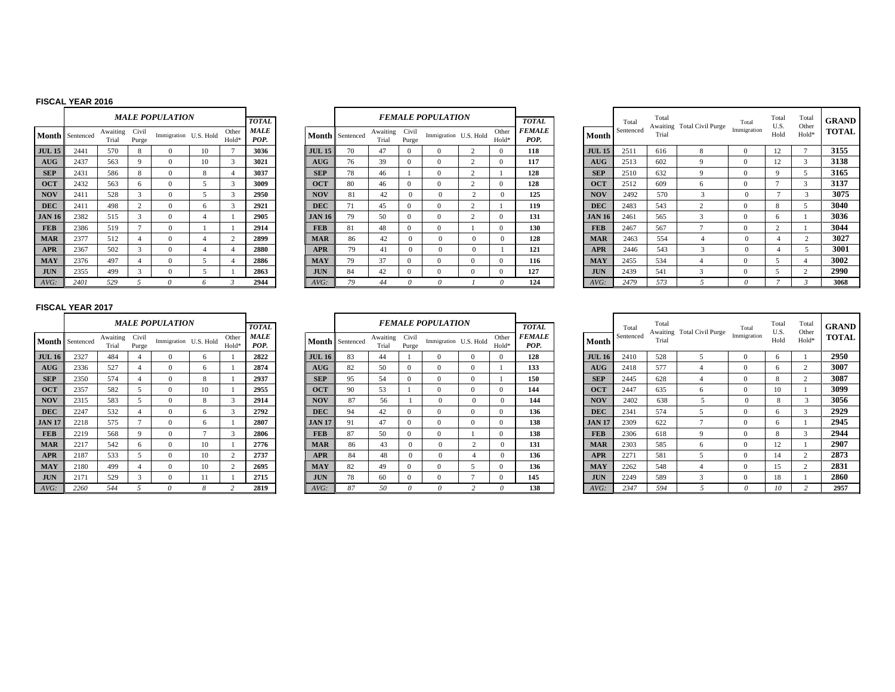## FISCAL YEAR 2016

| Month | *MALE POPULATION* Sentenced | Awaiting Trial | Civil Purge | Immigration | U.S. Hold | Other Hold* | *TOTAL MALE POP.* |
|---|---|---|---|---|---|---|---|
| **JUL 15** | 2441 | 570 | 8 | 0 | 10 | 7 | **3036** |
| **AUG** | 2437 | 563 | 9 | 0 | 10 | 3 | **3021** |
| **SEP** | 2431 | 586 | 8 | 0 | 8 | 4 | **3037** |
| **OCT** | 2432 | 563 | 6 | 0 | 5 | 3 | **3009** |
| **NOV** | 2411 | 528 | 3 | 0 | 5 | 3 | **2950** |
| **DEC** | 2411 | 498 | 2 | 0 | 6 | 3 | **2921** |
| **JAN 16** | 2382 | 515 | 3 | 0 | 4 | 1 | **2905** |
| **FEB** | 2386 | 519 | 7 | 0 | 1 | 1 | **2914** |
| **MAR** | 2377 | 512 | 4 | 0 | 4 | 2 | **2899** |
| **APR** | 2367 | 502 | 3 | 0 | 4 | 4 | **2880** |
| **MAY** | 2376 | 497 | 4 | 0 | 5 | 4 | **2886** |
| **JUN** | 2355 | 499 | 3 | 0 | 5 | 1 | **2863** |
| *AVG:* | *2401* | *529* | *5* | *0* | *6* | *3* | **2944** |

| Month | *FEMALE POPULATION* Sentenced | Awaiting Trial | Civil Purge | Immigration | U.S. Hold | Other Hold* | *TOTAL FEMALE POP.* |
|---|---|---|---|---|---|---|---|
| **JUL 15** | 70 | 47 | 0 | 0 | 2 | 0 | **118** |
| **AUG** | 76 | 39 | 0 | 0 | 2 | 0 | **117** |
| **SEP** | 78 | 46 | 1 | 0 | 2 | 1 | **128** |
| **OCT** | 80 | 46 | 0 | 0 | 2 | 0 | **128** |
| **NOV** | 81 | 42 | 0 | 0 | 2 | 0 | **125** |
| **DEC** | 71 | 45 | 0 | 0 | 2 | 1 | **119** |
| **JAN 16** | 79 | 50 | 0 | 0 | 2 | 0 | **131** |
| **FEB** | 81 | 48 | 0 | 0 | 1 | 0 | **130** |
| **MAR** | 86 | 42 | 0 | 0 | 0 | 0 | **128** |
| **APR** | 79 | 41 | 0 | 0 | 0 | 1 | **121** |
| **MAY** | 79 | 37 | 0 | 0 | 0 | 0 | **116** |
| **JUN** | 84 | 42 | 0 | 0 | 0 | 0 | **127** |
| *AVG:* | *79* | *44* | *0* | *0* | *1* | *0* | **124** |

| Month | Total Sentenced | Total Awaiting Trial | Total Civil Purge | Total Immigration | Total U.S. Hold | Total Other Hold* | **GRAND TOTAL** |
|---|---|---|---|---|---|---|---|
| **JUL 15** | 2511 | 616 | 8 | 0 | 12 | 7 | **3155** |
| **AUG** | 2513 | 602 | 9 | 0 | 12 | 3 | **3138** |
| **SEP** | 2510 | 632 | 9 | 0 | 9 | 5 | **3165** |
| **OCT** | 2512 | 609 | 6 | 0 | 7 | 3 | **3137** |
| **NOV** | 2492 | 570 | 3 | 0 | 7 | 3 | **3075** |
| **DEC** | 2483 | 543 | 2 | 0 | 8 | 5 | **3040** |
| **JAN 16** | 2461 | 565 | 3 | 0 | 6 | 1 | **3036** |
| **FEB** | 2467 | 567 | 7 | 0 | 2 | 1 | **3044** |
| **MAR** | 2463 | 554 | 4 | 0 | 4 | 2 | **3027** |
| **APR** | 2446 | 543 | 3 | 0 | 4 | 5 | **3001** |
| **MAY** | 2455 | 534 | 4 | 0 | 5 | 4 | **3002** |
| **JUN** | 2439 | 541 | 3 | 0 | 5 | 2 | **2990** |
| *AVG:* | *2479* | *573* | *5* | *0* | *7* | *3* | **3068** |

## FISCAL YEAR 2017

| Month | *MALE POPULATION* Sentenced | Awaiting Trial | Civil Purge | Immigration | U.S. Hold | Other Hold* | *TOTAL MALE POP.* |
|---|---|---|---|---|---|---|---|
| **JUL 16** | 2327 | 484 | 4 | 0 | 6 | 1 | **2822** |
| **AUG** | 2336 | 527 | 4 | 0 | 6 | 1 | **2874** |
| **SEP** | 2350 | 574 | 4 | 0 | 8 | 1 | **2937** |
| **OCT** | 2357 | 582 | 5 | 0 | 10 | 1 | **2955** |
| **NOV** | 2315 | 583 | 5 | 0 | 8 | 3 | **2914** |
| **DEC** | 2247 | 532 | 4 | 0 | 6 | 3 | **2792** |
| **JAN 17** | 2218 | 575 | 7 | 0 | 6 | 1 | **2807** |
| **FEB** | 2219 | 568 | 9 | 0 | 7 | 3 | **2806** |
| **MAR** | 2217 | 542 | 6 | 0 | 10 | 1 | **2776** |
| **APR** | 2187 | 533 | 5 | 0 | 10 | 2 | **2737** |
| **MAY** | 2180 | 499 | 4 | 0 | 10 | 2 | **2695** |
| **JUN** | 2171 | 529 | 3 | 0 | 11 | 1 | **2715** |
| *AVG:* | *2260* | *544* | *5* | *0* | *8* | *2* | **2819** |

| Month | *FEMALE POPULATION* Sentenced | Awaiting Trial | Civil Purge | Immigration | U.S. Hold | Other Hold* | *TOTAL FEMALE POP.* |
|---|---|---|---|---|---|---|---|
| **JUL 16** | 83 | 44 | 1 | 0 | 0 | 0 | **128** |
| **AUG** | 82 | 50 | 0 | 0 | 0 | 1 | **133** |
| **SEP** | 95 | 54 | 0 | 0 | 0 | 1 | **150** |
| **OCT** | 90 | 53 | 1 | 0 | 0 | 0 | **144** |
| **NOV** | 87 | 56 | 1 | 0 | 0 | 0 | **144** |
| **DEC** | 94 | 42 | 0 | 0 | 0 | 0 | **136** |
| **JAN 17** | 91 | 47 | 0 | 0 | 0 | 0 | **138** |
| **FEB** | 87 | 50 | 0 | 0 | 1 | 0 | **138** |
| **MAR** | 86 | 43 | 0 | 0 | 2 | 0 | **131** |
| **APR** | 84 | 48 | 0 | 0 | 4 | 0 | **136** |
| **MAY** | 82 | 49 | 0 | 0 | 5 | 0 | **136** |
| **JUN** | 78 | 60 | 0 | 0 | 7 | 0 | **145** |
| *AVG:* | *87* | *50* | *0* | *0* | *2* | *0* | **138** |

| Month | Total Sentenced | Total Awaiting Trial | Total Civil Purge | Total Immigration | Total U.S. Hold | Total Other Hold* | **GRAND TOTAL** |
|---|---|---|---|---|---|---|---|
| **JUL 16** | 2410 | 528 | 5 | 0 | 6 | 1 | **2950** |
| **AUG** | 2418 | 577 | 4 | 0 | 6 | 2 | **3007** |
| **SEP** | 2445 | 628 | 4 | 0 | 8 | 2 | **3087** |
| **OCT** | 2447 | 635 | 6 | 0 | 10 | 1 | **3099** |
| **NOV** | 2402 | 638 | 5 | 0 | 8 | 3 | **3056** |
| **DEC** | 2341 | 574 | 5 | 0 | 6 | 3 | **2929** |
| **JAN 17** | 2309 | 622 | 7 | 0 | 6 | 1 | **2945** |
| **FEB** | 2306 | 618 | 9 | 0 | 8 | 3 | **2944** |
| **MAR** | 2303 | 585 | 6 | 0 | 12 | 1 | **2907** |
| **APR** | 2271 | 581 | 5 | 0 | 14 | 2 | **2873** |
| **MAY** | 2262 | 548 | 4 | 0 | 15 | 2 | **2831** |
| **JUN** | 2249 | 589 | 3 | 0 | 18 | 1 | **2860** |
| *AVG:* | *2347* | *594* | *5* | *0* | *10* | *2* | **2957** |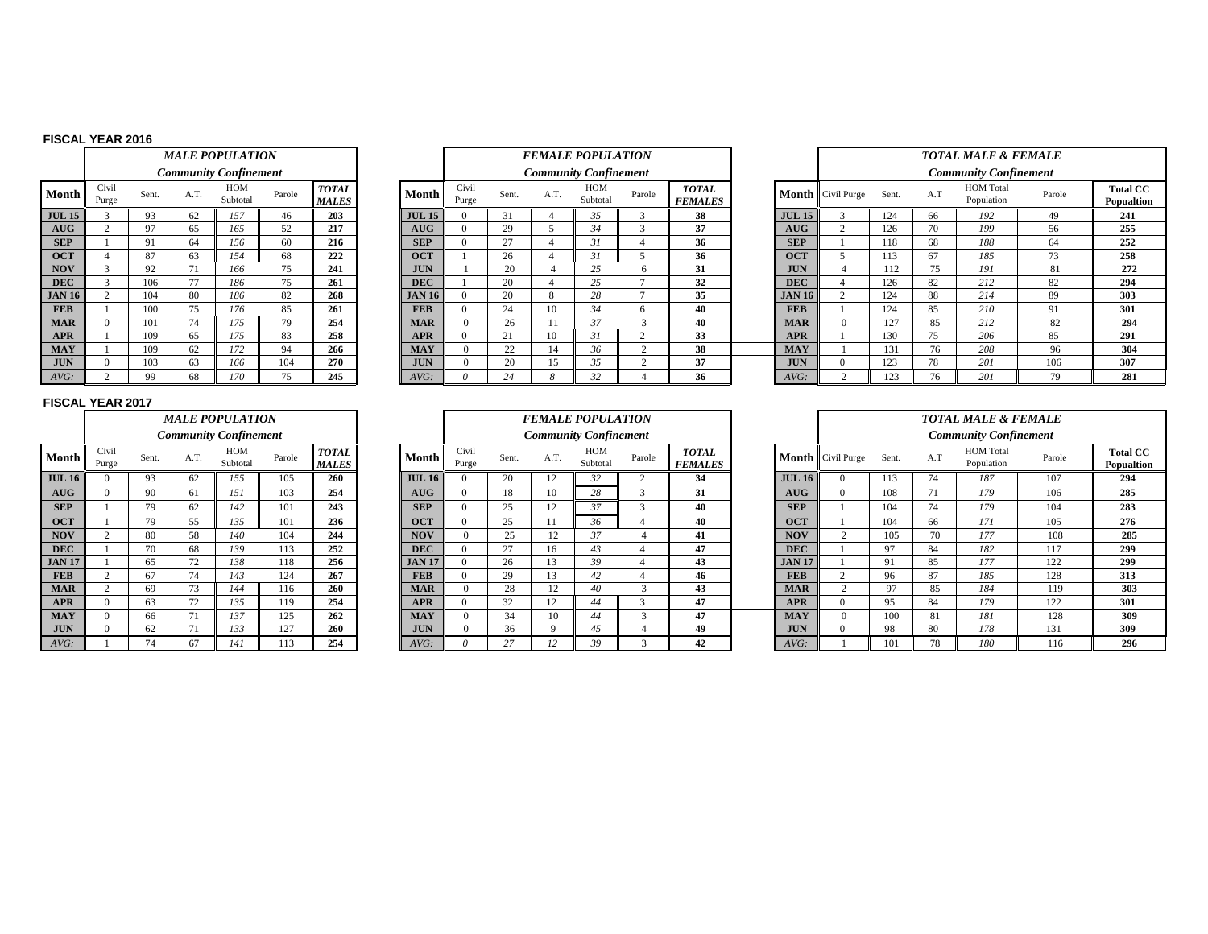## FISCAL YEAR 2016

| | *MALE POPULATION* | | | | | |
|---|---|---|---|---|---|---|
| | *Community Confinement* | | | | | |
| **Month** | Civil Purge | Sent. | A.T. | HOM Subtotal | Parole | ***TOTAL MALES*** |
| **JUL 15** | 3 | 93 | 62 | *157* | 46 | **203** |
| **AUG** | 2 | 97 | 65 | *165* | 52 | **217** |
| **SEP** | 1 | 91 | 64 | *156* | 60 | **216** |
| **OCT** | 4 | 87 | 63 | *154* | 68 | **222** |
| **NOV** | 3 | 92 | 71 | *166* | 75 | **241** |
| **DEC** | 3 | 106 | 77 | *186* | 75 | **261** |
| **JAN 16** | 2 | 104 | 80 | *186* | 82 | **268** |
| **FEB** | 1 | 100 | 75 | *176* | 85 | **261** |
| **MAR** | 0 | 101 | 74 | *175* | 79 | **254** |
| **APR** | 1 | 109 | 65 | *175* | 83 | **258** |
| **MAY** | 1 | 109 | 62 | *172* | 94 | **266** |
| **JUN** | 0 | 103 | 63 | *166* | 104 | **270** |
| *AVG:* | 2 | 99 | 68 | *170* | 75 | **245** |

| | *FEMALE POPULATION* | | | | | |
|---|---|---|---|---|---|---|
| | *Community Confinement* | | | | | |
| **Month** | Civil Purge | Sent. | A.T. | HOM Subtotal | Parole | ***TOTAL FEMALES*** |
| **JUL 15** | 0 | 31 | 4 | *35* | 3 | **38** |
| **AUG** | 0 | 29 | 5 | *34* | 3 | **37** |
| **SEP** | 0 | 27 | 4 | *31* | 4 | **36** |
| **OCT** | 1 | 26 | 4 | *31* | 5 | **36** |
| **JUN** | 1 | 20 | 4 | *25* | 6 | **31** |
| **DEC** | 1 | 20 | 4 | *25* | 7 | **32** |
| **JAN 16** | 0 | 20 | 8 | *28* | 7 | **35** |
| **FEB** | 0 | 24 | 10 | *34* | 6 | **40** |
| **MAR** | 0 | 26 | 11 | *37* | 3 | **40** |
| **APR** | 0 | 21 | 10 | *31* | 2 | **33** |
| **MAY** | 0 | 22 | 14 | *36* | 2 | **38** |
| **JUN** | 0 | 20 | 15 | *35* | 2 | **37** |
| *AVG:* | *0* | *24* | *8* | *32* | 4 | **36** |

| | *TOTAL MALE & FEMALE* | | | | | |
|---|---|---|---|---|---|---|
| | *Community Confinement* | | | | | |
| **Month** | Civil Purge | Sent. | A.T | HOM Total Population | Parole | **Total CC Popualtion** |
| **JUL 15** | 3 | 124 | 66 | *192* | 49 | **241** |
| **AUG** | 2 | 126 | 70 | *199* | 56 | **255** |
| **SEP** | 1 | 118 | 68 | *188* | 64 | **252** |
| **OCT** | 5 | 113 | 67 | *185* | 73 | **258** |
| **JUN** | 4 | 112 | 75 | *191* | 81 | **272** |
| **DEC** | 4 | 126 | 82 | *212* | 82 | **294** |
| **JAN 16** | 2 | 124 | 88 | *214* | 89 | **303** |
| **FEB** | 1 | 124 | 85 | *210* | 91 | **301** |
| **MAR** | 0 | 127 | 85 | *212* | 82 | **294** |
| **APR** | 1 | 130 | 75 | *206* | 85 | **291** |
| **MAY** | 1 | 131 | 76 | *208* | 96 | **304** |
| **JUN** | 0 | 123 | 78 | *201* | 106 | **307** |
| *AVG:* | 2 | 123 | 76 | *201* | 79 | **281** |

## FISCAL YEAR 2017

| | *MALE POPULATION* | | | | | |
|---|---|---|---|---|---|---|
| | *Community Confinement* | | | | | |
| **Month** | Civil Purge | Sent. | A.T. | HOM Subtotal | Parole | ***TOTAL MALES*** |
| **JUL 16** | 0 | 93 | 62 | *155* | 105 | **260** |
| **AUG** | 0 | 90 | 61 | *151* | 103 | **254** |
| **SEP** | 1 | 79 | 62 | *142* | 101 | **243** |
| **OCT** | 1 | 79 | 55 | *135* | 101 | **236** |
| **NOV** | 2 | 80 | 58 | *140* | 104 | **244** |
| **DEC** | 1 | 70 | 68 | *139* | 113 | **252** |
| **JAN 17** | 1 | 65 | 72 | *138* | 118 | **256** |
| **FEB** | 2 | 67 | 74 | *143* | 124 | **267** |
| **MAR** | 2 | 69 | 73 | *144* | 116 | **260** |
| **APR** | 0 | 63 | 72 | *135* | 119 | **254** |
| **MAY** | 0 | 66 | 71 | *137* | 125 | **262** |
| **JUN** | 0 | 62 | 71 | *133* | 127 | **260** |
| *AVG:* | 1 | 74 | 67 | *141* | 113 | **254** |

| | *FEMALE POPULATION* | | | | | |
|---|---|---|---|---|---|---|
| | *Community Confinement* | | | | | |
| **Month** | Civil Purge | Sent. | A.T. | HOM Subtotal | Parole | ***TOTAL FEMALES*** |
| **JUL 16** | 0 | 20 | 12 | *32* | 2 | **34** |
| **AUG** | 0 | 18 | 10 | *28* | 3 | **31** |
| **SEP** | 0 | 25 | 12 | *37* | 3 | **40** |
| **OCT** | 0 | 25 | 11 | *36* | 4 | **40** |
| **NOV** | 0 | 25 | 12 | *37* | 4 | **41** |
| **DEC** | 0 | 27 | 16 | *43* | 4 | **47** |
| **JAN 17** | 0 | 26 | 13 | *39* | 4 | **43** |
| **FEB** | 0 | 29 | 13 | *42* | 4 | **46** |
| **MAR** | 0 | 28 | 12 | *40* | 3 | **43** |
| **APR** | 0 | 32 | 12 | *44* | 3 | **47** |
| **MAY** | 0 | 34 | 10 | *44* | 3 | **47** |
| **JUN** | 0 | 36 | 9 | *45* | 4 | **49** |
| *AVG:* | *0* | *27* | *12* | *39* | 3 | **42** |

| | *TOTAL MALE & FEMALE* | | | | | |
|---|---|---|---|---|---|---|
| | *Community Confinement* | | | | | |
| **Month** | Civil Purge | Sent. | A.T | HOM Total Population | Parole | **Total CC Popualtion** |
| **JUL 16** | 0 | 113 | 74 | *187* | 107 | **294** |
| **AUG** | 0 | 108 | 71 | *179* | 106 | **285** |
| **SEP** | 1 | 104 | 74 | *179* | 104 | **283** |
| **OCT** | 1 | 104 | 66 | *171* | 105 | **276** |
| **NOV** | 2 | 105 | 70 | *177* | 108 | **285** |
| **DEC** | 1 | 97 | 84 | *182* | 117 | **299** |
| **JAN 17** | 1 | 91 | 85 | *177* | 122 | **299** |
| **FEB** | 2 | 96 | 87 | *185* | 128 | **313** |
| **MAR** | 2 | 97 | 85 | *184* | 119 | **303** |
| **APR** | 0 | 95 | 84 | *179* | 122 | **301** |
| **MAY** | 0 | 100 | 81 | *181* | 128 | **309** |
| **JUN** | 0 | 98 | 80 | *178* | 131 | **309** |
| *AVG:* | 1 | 101 | 78 | *180* | 116 | **296** |